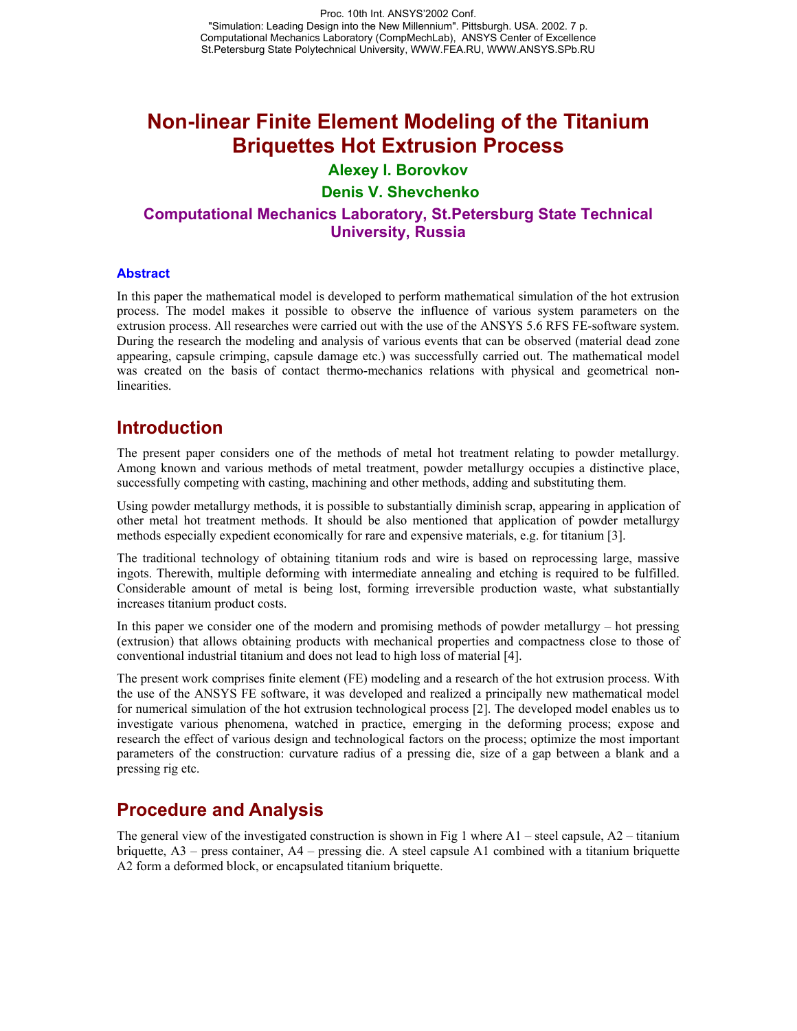# Non-linear Finite Element Modeling of the Titanium Briquettes Hot Extrusion Process

**Alexey I. Borovkov**

**Denis V. Shevchenko**

**Computational Mechanics Laboratory, St.Petersburg State Technical University, Russia**

### Abstract

In this paper the mathematical model is developed to perform mathematical simulation of the hot extrusion process. The model makes it possible to observe the influence of various system parameters on the extrusion process. All researches were carried out with the use of the ANSYS 5.6 RFS FE-software system. During the research the modeling and analysis of various events that can be observed (material dead zone appearing, capsule crimping, capsule damage etc.) was successfully carried out. The mathematical model was created on the basis of contact thermo-mechanics relations with physical and geometrical non-linearities.

## Introduction

The present paper considers one of the methods of metal hot treatment relating to powder metallurgy. Among known and various methods of metal treatment, powder metallurgy occupies a distinctive place, successfully competing with casting, machining and other methods, adding and substituting them.

Using powder metallurgy methods, it is possible to substantially diminish scrap, appearing in application of other metal hot treatment methods. It should be also mentioned that application of powder metallurgy methods especially expedient economically for rare and expensive materials, e.g. for titanium [3].

The traditional technology of obtaining titanium rods and wire is based on reprocessing large, massive ingots. Therewith, multiple deforming with intermediate annealing and etching is required to be fulfilled. Considerable amount of metal is being lost, forming irreversible production waste, what substantially increases titanium product costs.

In this paper we consider one of the modern and promising methods of powder metallurgy – hot pressing (extrusion) that allows obtaining products with mechanical properties and compactness close to those of conventional industrial titanium and does not lead to high loss of material [4].

The present work comprises finite element (FE) modeling and a research of the hot extrusion process. With the use of the ANSYS FE software, it was developed and realized a principally new mathematical model for numerical simulation of the hot extrusion technological process [2]. The developed model enables us to investigate various phenomena, watched in practice, emerging in the deforming process; expose and research the effect of various design and technological factors on the process; optimize the most important parameters of the construction: curvature radius of a pressing die, size of a gap between a blank and a pressing rig etc.

## Procedure and Analysis

The general view of the investigated construction is shown in Fig 1 where A1 – steel capsule, A2 – titanium briquette, A3 – press container, A4 – pressing die. A steel capsule A1 combined with a titanium briquette A2 form a deformed block, or encapsulated titanium briquette.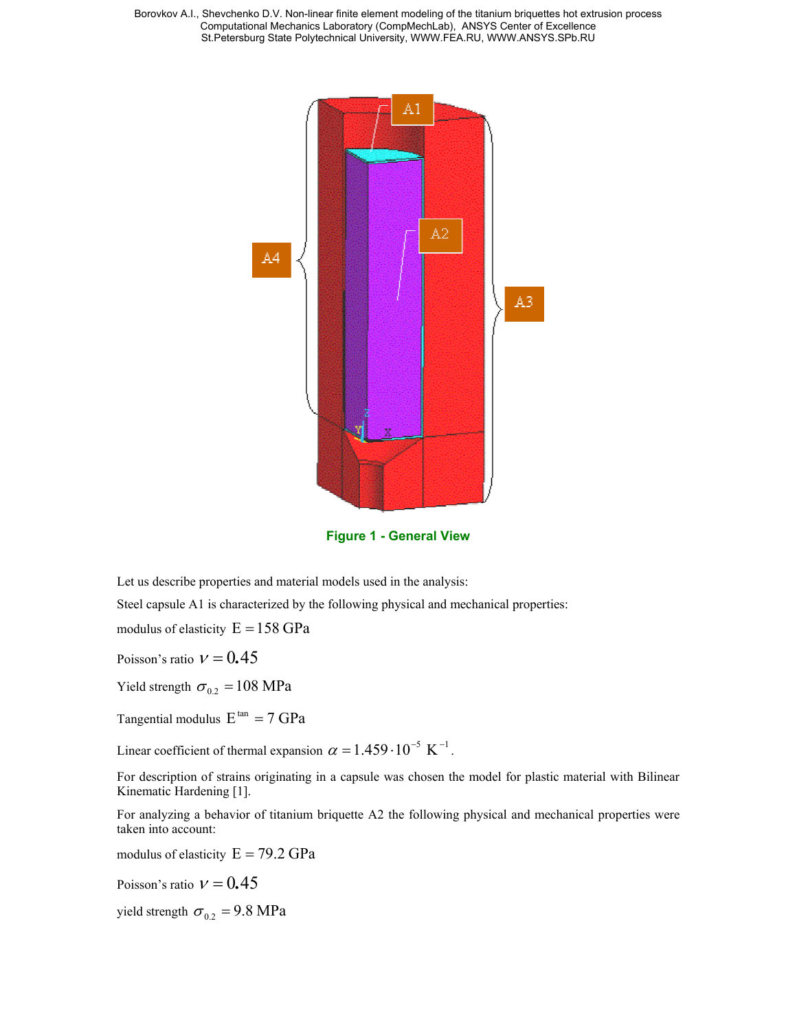**Figure 1 - General View**

Let us describe properties and material models used in the analysis:

Steel capsule A1 is characterized by the following physical and mechanical properties:

modulus of elasticity $E = 158$ GPa

Poisson's ratio $\nu = 0.45$

Yield strength $\sigma_{0.2} = 108$ MPa

Tangential modulus $E^{tan} = 7$ GPa

Linear coefficient of thermal expansion $\alpha = 1.459 \cdot 10^{-5}$ $K^{-1}$.

For description of strains originating in a capsule was chosen the model for plastic material with Bilinear Kinematic Hardening [1].

For analyzing a behavior of titanium briquette A2 the following physical and mechanical properties were taken into account:

modulus of elasticity $E = 79.2$ GPa

Poisson's ratio $\nu = 0.45$

yield strength $\sigma_{0.2} = 9.8$ MPa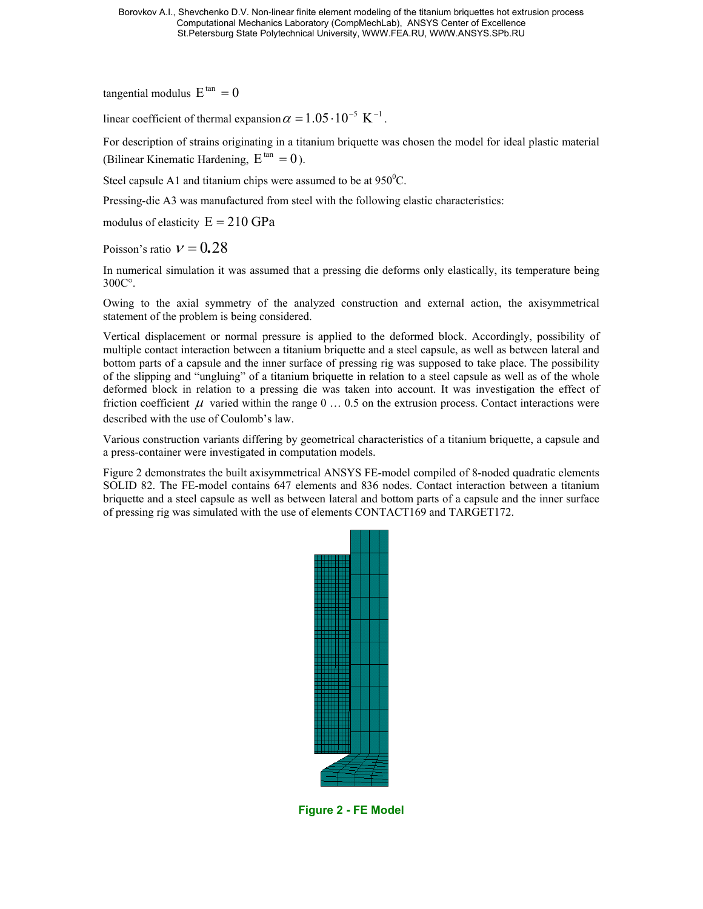tangential modulus $E^{\tan} = 0$

linear coefficient of thermal expansion $\alpha = 1.05 \cdot 10^{-5}\ \text{K}^{-1}$.

For description of strains originating in a titanium briquette was chosen the model for ideal plastic material (Bilinear Kinematic Hardening, $E^{\tan} = 0$).

Steel capsule A1 and titanium chips were assumed to be at 950$^0$C.

Pressing-die A3 was manufactured from steel with the following elastic characteristics:

modulus of elasticity $E = 210$ GPa

Poisson's ratio $\nu = 0.28$

In numerical simulation it was assumed that a pressing die deforms only elastically, its temperature being 300C°.

Owing to the axial symmetry of the analyzed construction and external action, the axisymmetrical statement of the problem is being considered.

Vertical displacement or normal pressure is applied to the deformed block. Accordingly, possibility of multiple contact interaction between a titanium briquette and a steel capsule, as well as between lateral and bottom parts of a capsule and the inner surface of pressing rig was supposed to take place. The possibility of the slipping and "ungluing" of a titanium briquette in relation to a steel capsule as well as of the whole deformed block in relation to a pressing die was taken into account. It was investigation the effect of friction coefficient $\mu$ varied within the range 0 … 0.5 on the extrusion process. Contact interactions were described with the use of Coulomb's law.

Various construction variants differing by geometrical characteristics of a titanium briquette, a capsule and a press-container were investigated in computation models.

Figure 2 demonstrates the built axisymmetrical ANSYS FE-model compiled of 8-noded quadratic elements SOLID 82. The FE-model contains 647 elements and 836 nodes. Contact interaction between a titanium briquette and a steel capsule as well as between lateral and bottom parts of a capsule and the inner surface of pressing rig was simulated with the use of elements CONTACT169 and TARGET172.

**Figure 2 - FE Model**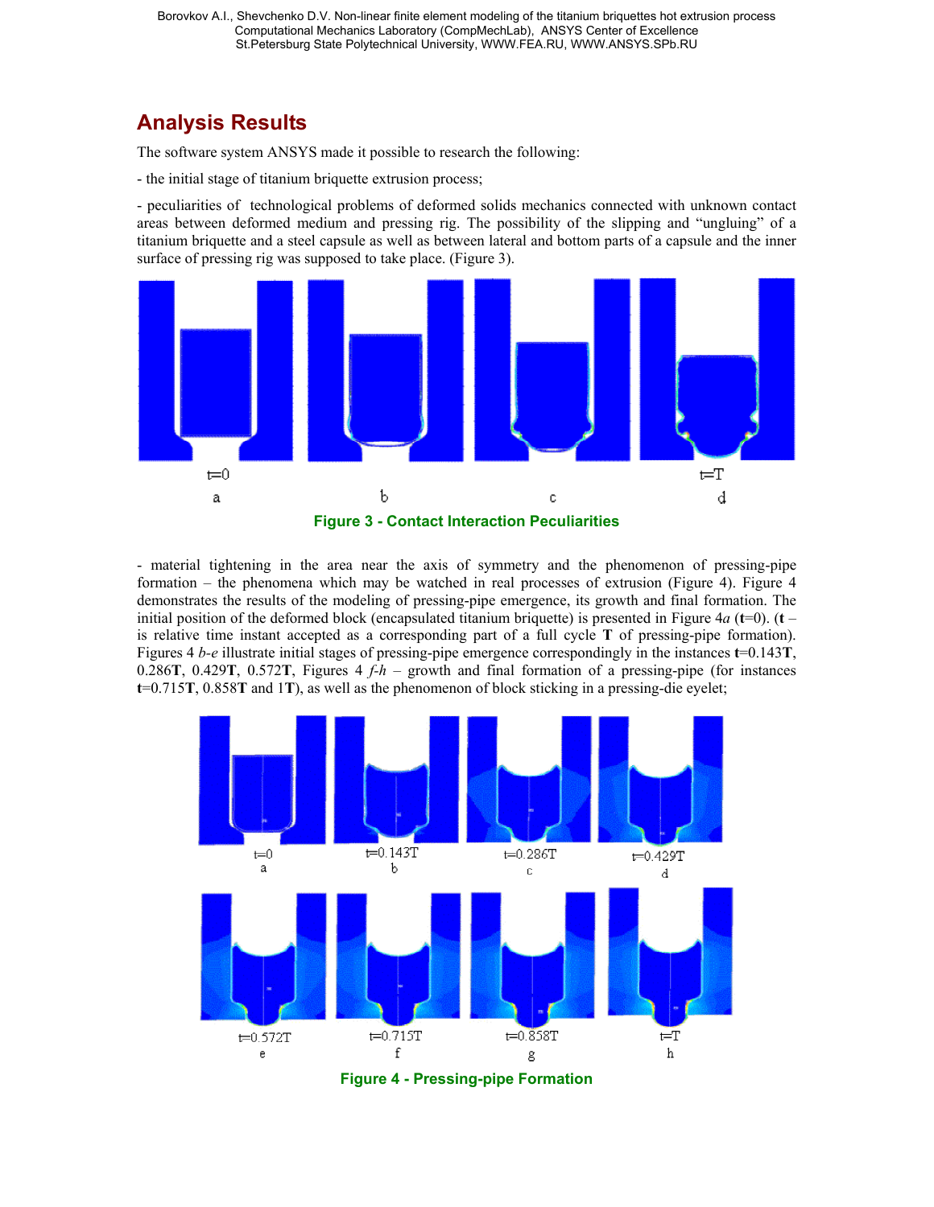## Analysis Results

The software system ANSYS made it possible to research the following:

- the initial stage of titanium briquette extrusion process;

- peculiarities of technological problems of deformed solids mechanics connected with unknown contact areas between deformed medium and pressing rig. The possibility of the slipping and "ungluing" of a titanium briquette and a steel capsule as well as between lateral and bottom parts of a capsule and the inner surface of pressing rig was supposed to take place. (Figure 3).

t=0 a b c t=T d

**Figure 3 - Contact Interaction Peculiarities**

- material tightening in the area near the axis of symmetry and the phenomenon of pressing-pipe formation – the phenomena which may be watched in real processes of extrusion (Figure 4). Figure 4 demonstrates the results of the modeling of pressing-pipe emergence, its growth and final formation. The initial position of the deformed block (encapsulated titanium briquette) is presented in Figure 4*a* (**t**=0). (**t** – is relative time instant accepted as a corresponding part of a full cycle **T** of pressing-pipe formation). Figures 4 *b-e* illustrate initial stages of pressing-pipe emergence correspondingly in the instances **t**=0.143**T**, 0.286**T**, 0.429**T**, 0.572**T**, Figures 4 *f-h* – growth and final formation of a pressing-pipe (for instances **t**=0.715**T**, 0.858**T** and 1**T**), as well as the phenomenon of block sticking in a pressing-die eyelet;

t=0 a t=0.143T b t=0.286T c t=0.429T d

t=0.572T e t=0.715T f t=0.858T g t=T h

**Figure 4 - Pressing-pipe Formation**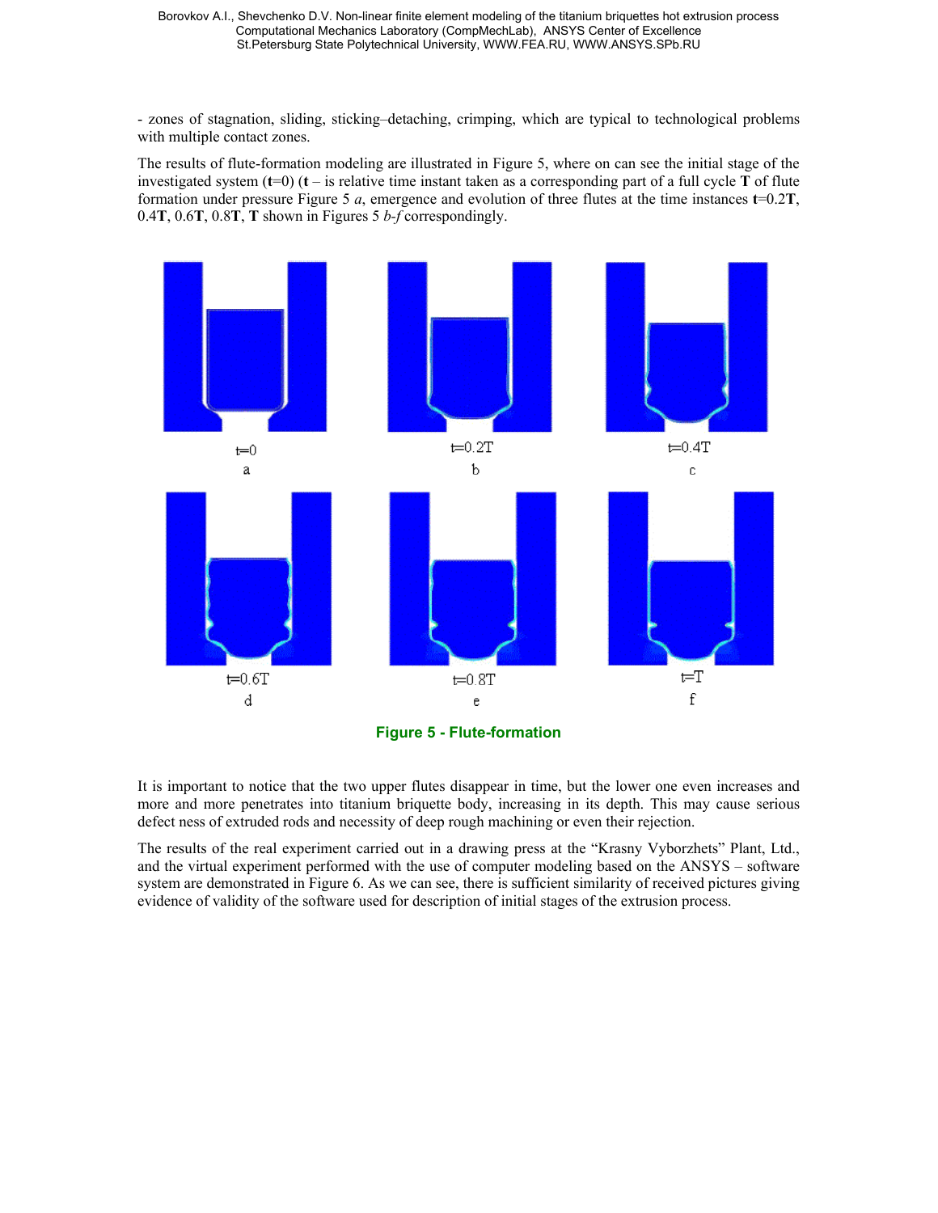- zones of stagnation, sliding, sticking–detaching, crimping, which are typical to technological problems with multiple contact zones.

The results of flute-formation modeling are illustrated in Figure 5, where on can see the initial stage of the investigated system (**t**=0) (**t** – is relative time instant taken as a corresponding part of a full cycle **T** of flute formation under pressure Figure 5 *a*, emergence and evolution of three flutes at the time instances **t**=0.2**T**, 0.4**T**, 0.6**T**, 0.8**T**, **T** shown in Figures 5 *b-f* correspondingly.

t=0
a

t=0.2T
b

t=0.4T
c

t=0.6T
d

t=0.8T
e

t=T
f

**Figure 5 - Flute-formation**

It is important to notice that the two upper flutes disappear in time, but the lower one even increases and more and more penetrates into titanium briquette body, increasing in its depth. This may cause serious defect ness of extruded rods and necessity of deep rough machining or even their rejection.

The results of the real experiment carried out in a drawing press at the "Krasny Vyborzhets" Plant, Ltd., and the virtual experiment performed with the use of computer modeling based on the ANSYS – software system are demonstrated in Figure 6. As we can see, there is sufficient similarity of received pictures giving evidence of validity of the software used for description of initial stages of the extrusion process.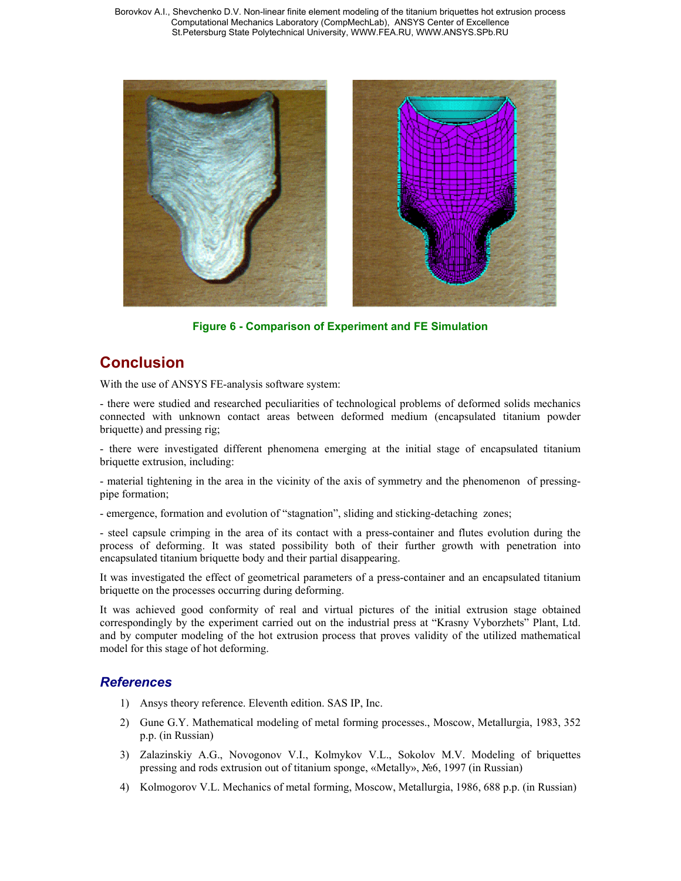Figure 6 - Comparison of Experiment and FE Simulation

## Conclusion

With the use of ANSYS FE-analysis software system:

- there were studied and researched peculiarities of technological problems of deformed solids mechanics connected with unknown contact areas between deformed medium (encapsulated titanium powder briquette) and pressing rig;

- there were investigated different phenomena emerging at the initial stage of encapsulated titanium briquette extrusion, including:

- material tightening in the area in the vicinity of the axis of symmetry and the phenomenon of pressing-pipe formation;

- emergence, formation and evolution of "stagnation", sliding and sticking-detaching zones;

- steel capsule crimping in the area of its contact with a press-container and flutes evolution during the process of deforming. It was stated possibility both of their further growth with penetration into encapsulated titanium briquette body and their partial disappearing.

It was investigated the effect of geometrical parameters of a press-container and an encapsulated titanium briquette on the processes occurring during deforming.

It was achieved good conformity of real and virtual pictures of the initial extrusion stage obtained correspondingly by the experiment carried out on the industrial press at "Krasny Vyborzhets" Plant, Ltd. and by computer modeling of the hot extrusion process that proves validity of the utilized mathematical model for this stage of hot deforming.

### *References*

1) Ansys theory reference. Eleventh edition. SAS IP, Inc.
2) Gune G.Y. Mathematical modeling of metal forming processes., Moscow, Metallurgia, 1983, 352 p.p. (in Russian)
3) Zalazinskiy A.G., Novogonov V.I., Kolmykov V.L., Sokolov M.V. Modeling of briquettes pressing and rods extrusion out of titanium sponge, «Metally», №6, 1997 (in Russian)
4) Kolmogorov V.L. Mechanics of metal forming, Moscow, Metallurgia, 1986, 688 p.p. (in Russian)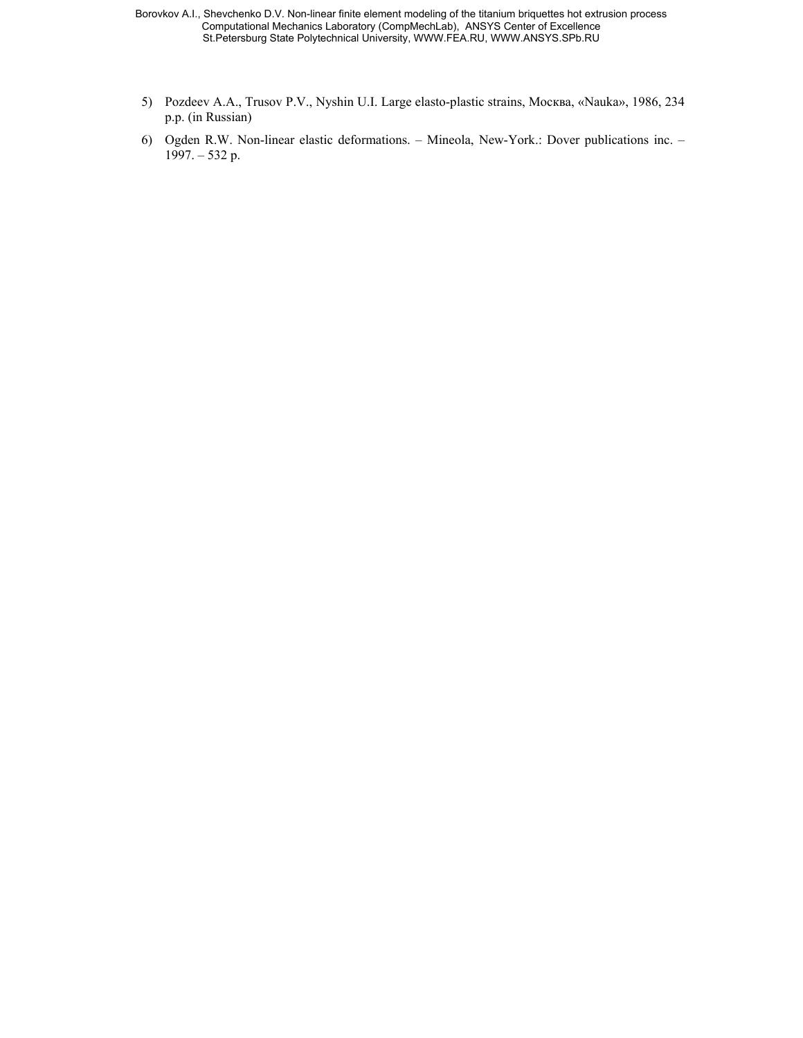5) Pozdeev A.A., Trusov P.V., Nyshin U.I. Large elasto-plastic strains, Москва, «Nauka», 1986, 234 p.p. (in Russian)

6) Ogden R.W. Non-linear elastic deformations. – Mineola, New-York.: Dover publications inc. – 1997. – 532 p.